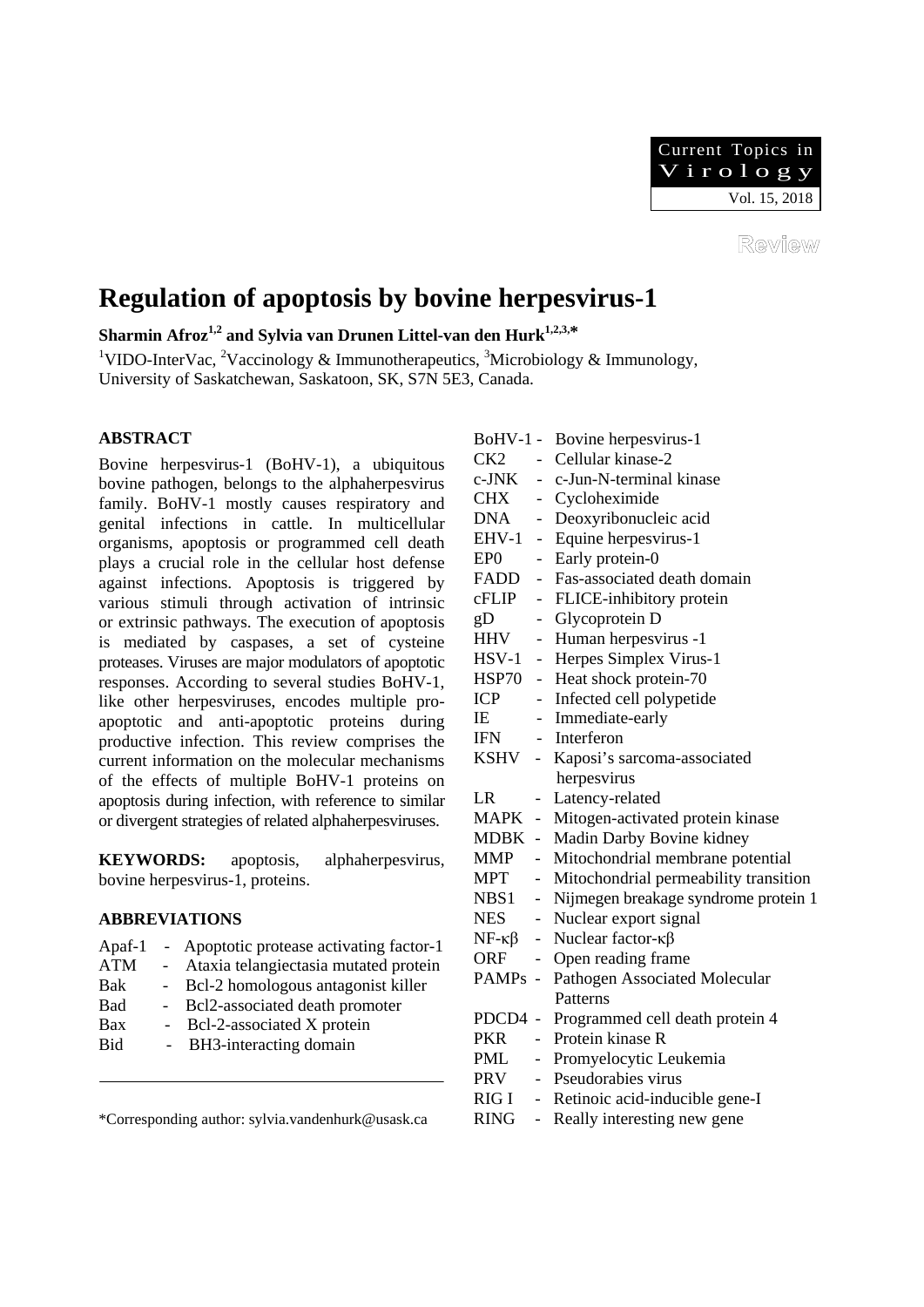Review

# Regulation of apoptosis by bovine herpesvirus-1

**Sharmin Afroz[1,2] and Sylvia van Drunen Littel-van den Hurk[1,2,3,*]**

[1]VIDO-InterVac, [2]Vaccinology & Immunotherapeutics, [3]Microbiology & Immunology, University of Saskatchewan, Saskatoon, SK, S7N 5E3, Canada.

## ABSTRACT

Bovine herpesvirus-1 (BoHV-1), a ubiquitous bovine pathogen, belongs to the alphaherpesvirus family. BoHV-1 mostly causes respiratory and genital infections in cattle. In multicellular organisms, apoptosis or programmed cell death plays a crucial role in the cellular host defense against infections. Apoptosis is triggered by various stimuli through activation of intrinsic or extrinsic pathways. The execution of apoptosis is mediated by caspases, a set of cysteine proteases. Viruses are major modulators of apoptotic responses. According to several studies BoHV-1, like other herpesviruses, encodes multiple pro-apoptotic and anti-apoptotic proteins during productive infection. This review comprises the current information on the molecular mechanisms of the effects of multiple BoHV-1 proteins on apoptosis during infection, with reference to similar or divergent strategies of related alphaherpesviruses.

**KEYWORDS:** apoptosis, alphaherpesvirus, bovine herpesvirus-1, proteins.

## ABBREVIATIONS

Apaf-1 - Apoptotic protease activating factor-1
ATM - Ataxia telangiectasia mutated protein
Bak - Bcl-2 homologous antagonist killer
Bad - Bcl2-associated death promoter
Bax - Bcl-2-associated X protein
Bid - BH3-interacting domain
BoHV-1 - Bovine herpesvirus-1
CK2 - Cellular kinase-2
c-JNK - c-Jun-N-terminal kinase
CHX - Cycloheximide
DNA - Deoxyribonucleic acid
EHV-1 - Equine herpesvirus-1
EP0 - Early protein-0
FADD - Fas-associated death domain
cFLIP - FLICE-inhibitory protein
gD - Glycoprotein D
HHV - Human herpesvirus -1
HSV-1 - Herpes Simplex Virus-1
HSP70 - Heat shock protein-70
ICP - Infected cell polypetide
IE - Immediate-early
IFN - Interferon
KSHV - Kaposi's sarcoma-associated herpesvirus
LR - Latency-related
MAPK - Mitogen-activated protein kinase
MDBK - Madin Darby Bovine kidney
MMP - Mitochondrial membrane potential
MPT - Mitochondrial permeability transition
NBS1 - Nijmegen breakage syndrome protein 1
NES - Nuclear export signal
NF-κβ - Nuclear factor-κβ
ORF - Open reading frame
PAMPs - Pathogen Associated Molecular Patterns
PDCD4 - Programmed cell death protein 4
PKR - Protein kinase R
PML - Promyelocytic Leukemia
PRV - Pseudorabies virus
RIG I - Retinoic acid-inducible gene-I
RING - Really interesting new gene

*Corresponding author: sylvia.vandenhurk@usask.ca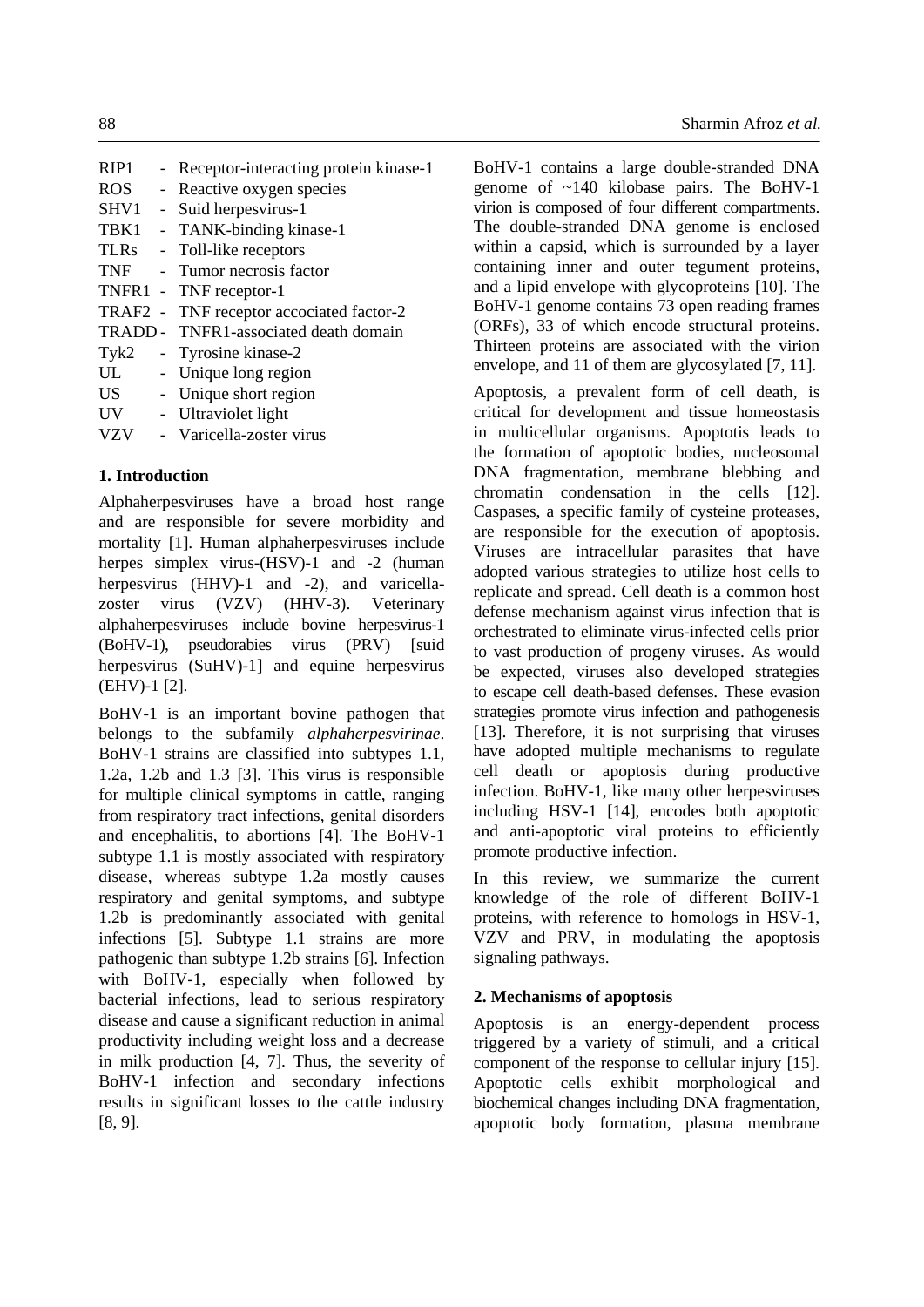RIP1 - Receptor-interacting protein kinase-1
ROS - Reactive oxygen species
SHV1 - Suid herpesvirus-1
TBK1 - TANK-binding kinase-1
TLRs - Toll-like receptors
TNF - Tumor necrosis factor
TNFR1 - TNF receptor-1
TRAF2 - TNF receptor accociated factor-2
TRADD - TNFR1-associated death domain
Tyk2 - Tyrosine kinase-2
UL - Unique long region
US - Unique short region
UV - Ultraviolet light
VZV - Varicella-zoster virus

## 1. Introduction

Alphaherpesviruses have a broad host range and are responsible for severe morbidity and mortality [1]. Human alphaherpesviruses include herpes simplex virus-(HSV)-1 and -2 (human herpesvirus (HHV)-1 and -2), and varicella-zoster virus (VZV) (HHV-3). Veterinary alphaherpesviruses include bovine herpesvirus-1 (BoHV-1), pseudorabies virus (PRV) [suid herpesvirus (SuHV)-1] and equine herpesvirus (EHV)-1 [2].

BoHV-1 is an important bovine pathogen that belongs to the subfamily *alphaherpesvirinae*. BoHV-1 strains are classified into subtypes 1.1, 1.2a, 1.2b and 1.3 [3]. This virus is responsible for multiple clinical symptoms in cattle, ranging from respiratory tract infections, genital disorders and encephalitis, to abortions [4]. The BoHV-1 subtype 1.1 is mostly associated with respiratory disease, whereas subtype 1.2a mostly causes respiratory and genital symptoms, and subtype 1.2b is predominantly associated with genital infections [5]. Subtype 1.1 strains are more pathogenic than subtype 1.2b strains [6]. Infection with BoHV-1, especially when followed by bacterial infections, lead to serious respiratory disease and cause a significant reduction in animal productivity including weight loss and a decrease in milk production [4, 7]. Thus, the severity of BoHV-1 infection and secondary infections results in significant losses to the cattle industry [8, 9].

BoHV-1 contains a large double-stranded DNA genome of ~140 kilobase pairs. The BoHV-1 virion is composed of four different compartments. The double-stranded DNA genome is enclosed within a capsid, which is surrounded by a layer containing inner and outer tegument proteins, and a lipid envelope with glycoproteins [10]. The BoHV-1 genome contains 73 open reading frames (ORFs), 33 of which encode structural proteins. Thirteen proteins are associated with the virion envelope, and 11 of them are glycosylated [7, 11].

Apoptosis, a prevalent form of cell death, is critical for development and tissue homeostasis in multicellular organisms. Apoptotis leads to the formation of apoptotic bodies, nucleosomal DNA fragmentation, membrane blebbing and chromatin condensation in the cells [12]. Caspases, a specific family of cysteine proteases, are responsible for the execution of apoptosis. Viruses are intracellular parasites that have adopted various strategies to utilize host cells to replicate and spread. Cell death is a common host defense mechanism against virus infection that is orchestrated to eliminate virus-infected cells prior to vast production of progeny viruses. As would be expected, viruses also developed strategies to escape cell death-based defenses. These evasion strategies promote virus infection and pathogenesis [13]. Therefore, it is not surprising that viruses have adopted multiple mechanisms to regulate cell death or apoptosis during productive infection. BoHV-1, like many other herpesviruses including HSV-1 [14], encodes both apoptotic and anti-apoptotic viral proteins to efficiently promote productive infection.

In this review, we summarize the current knowledge of the role of different BoHV-1 proteins, with reference to homologs in HSV-1, VZV and PRV, in modulating the apoptosis signaling pathways.

## 2. Mechanisms of apoptosis

Apoptosis is an energy-dependent process triggered by a variety of stimuli, and a critical component of the response to cellular injury [15]. Apoptotic cells exhibit morphological and biochemical changes including DNA fragmentation, apoptotic body formation, plasma membrane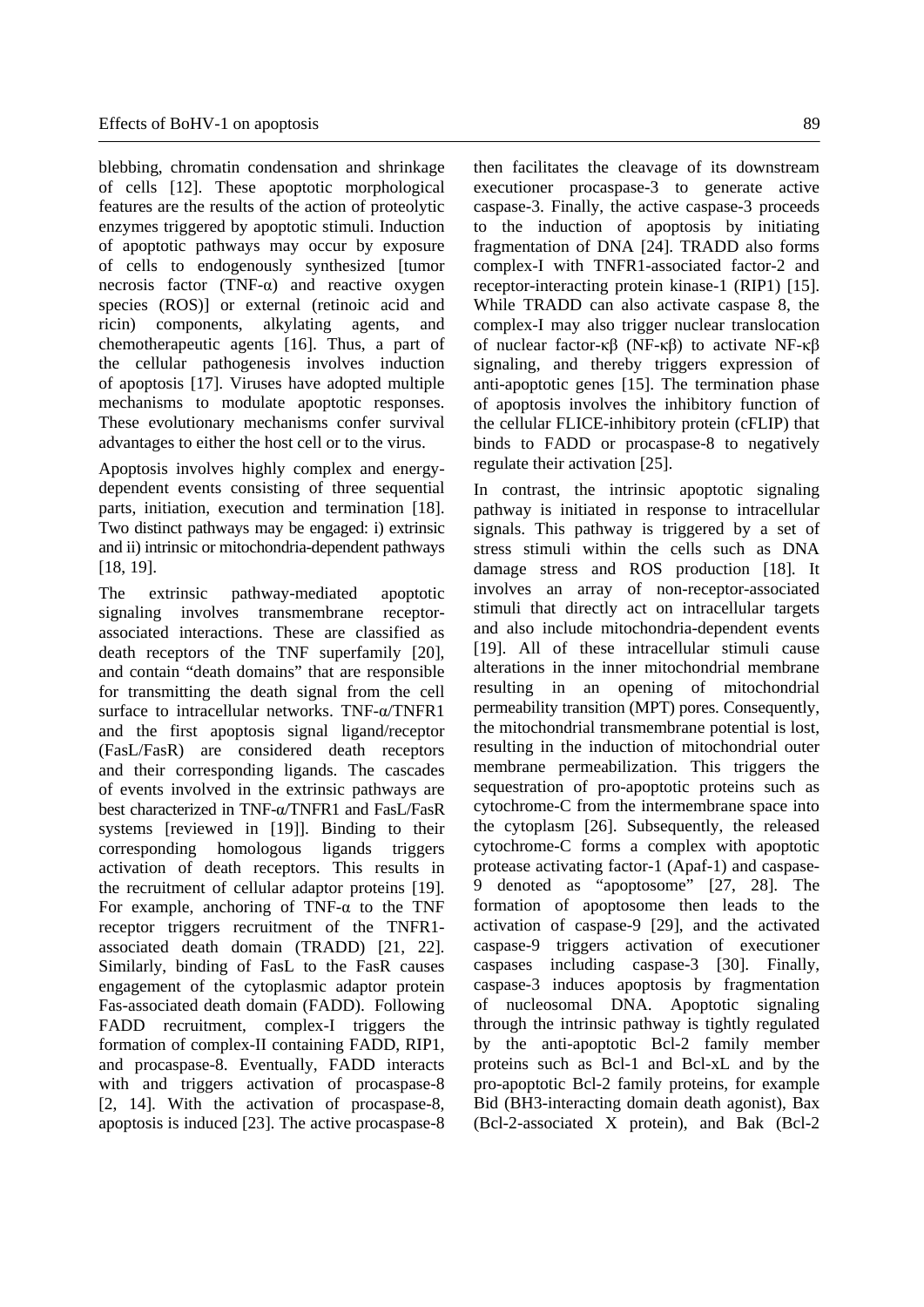blebbing, chromatin condensation and shrinkage of cells [12]. These apoptotic morphological features are the results of the action of proteolytic enzymes triggered by apoptotic stimuli. Induction of apoptotic pathways may occur by exposure of cells to endogenously synthesized [tumor necrosis factor (TNF-α) and reactive oxygen species (ROS)] or external (retinoic acid and ricin) components, alkylating agents, and chemotherapeutic agents [16]. Thus, a part of the cellular pathogenesis involves induction of apoptosis [17]. Viruses have adopted multiple mechanisms to modulate apoptotic responses. These evolutionary mechanisms confer survival advantages to either the host cell or to the virus.

Apoptosis involves highly complex and energy-dependent events consisting of three sequential parts, initiation, execution and termination [18]. Two distinct pathways may be engaged: i) extrinsic and ii) intrinsic or mitochondria-dependent pathways [18, 19].

The extrinsic pathway-mediated apoptotic signaling involves transmembrane receptor-associated interactions. These are classified as death receptors of the TNF superfamily [20], and contain "death domains" that are responsible for transmitting the death signal from the cell surface to intracellular networks. TNF-α/TNFR1 and the first apoptosis signal ligand/receptor (FasL/FasR) are considered death receptors and their corresponding ligands. The cascades of events involved in the extrinsic pathways are best characterized in TNF-α/TNFR1 and FasL/FasR systems [reviewed in [19]]. Binding to their corresponding homologous ligands triggers activation of death receptors. This results in the recruitment of cellular adaptor proteins [19]. For example, anchoring of TNF-α to the TNF receptor triggers recruitment of the TNFR1-associated death domain (TRADD) [21, 22]. Similarly, binding of FasL to the FasR causes engagement of the cytoplasmic adaptor protein Fas-associated death domain (FADD). Following FADD recruitment, complex-I triggers the formation of complex-II containing FADD, RIP1, and procaspase-8. Eventually, FADD interacts with and triggers activation of procaspase-8 [2, 14]. With the activation of procaspase-8, apoptosis is induced [23]. The active procaspase-8 then facilitates the cleavage of its downstream executioner procaspase-3 to generate active caspase-3. Finally, the active caspase-3 proceeds to the induction of apoptosis by initiating fragmentation of DNA [24]. TRADD also forms complex-I with TNFR1-associated factor-2 and receptor-interacting protein kinase-1 (RIP1) [15]. While TRADD can also activate caspase 8, the complex-I may also trigger nuclear translocation of nuclear factor-κβ (NF-κβ) to activate NF-κβ signaling, and thereby triggers expression of anti-apoptotic genes [15]. The termination phase of apoptosis involves the inhibitory function of the cellular FLICE-inhibitory protein (cFLIP) that binds to FADD or procaspase-8 to negatively regulate their activation [25].

In contrast, the intrinsic apoptotic signaling pathway is initiated in response to intracellular signals. This pathway is triggered by a set of stress stimuli within the cells such as DNA damage stress and ROS production [18]. It involves an array of non-receptor-associated stimuli that directly act on intracellular targets and also include mitochondria-dependent events [19]. All of these intracellular stimuli cause alterations in the inner mitochondrial membrane resulting in an opening of mitochondrial permeability transition (MPT) pores. Consequently, the mitochondrial transmembrane potential is lost, resulting in the induction of mitochondrial outer membrane permeabilization. This triggers the sequestration of pro-apoptotic proteins such as cytochrome-C from the intermembrane space into the cytoplasm [26]. Subsequently, the released cytochrome-C forms a complex with apoptotic protease activating factor-1 (Apaf-1) and caspase-9 denoted as "apoptosome" [27, 28]. The formation of apoptosome then leads to the activation of caspase-9 [29], and the activated caspase-9 triggers activation of executioner caspases including caspase-3 [30]. Finally, caspase-3 induces apoptosis by fragmentation of nucleosomal DNA. Apoptotic signaling through the intrinsic pathway is tightly regulated by the anti-apoptotic Bcl-2 family member proteins such as Bcl-1 and Bcl-xL and by the pro-apoptotic Bcl-2 family proteins, for example Bid (BH3-interacting domain death agonist), Bax (Bcl-2-associated X protein), and Bak (Bcl-2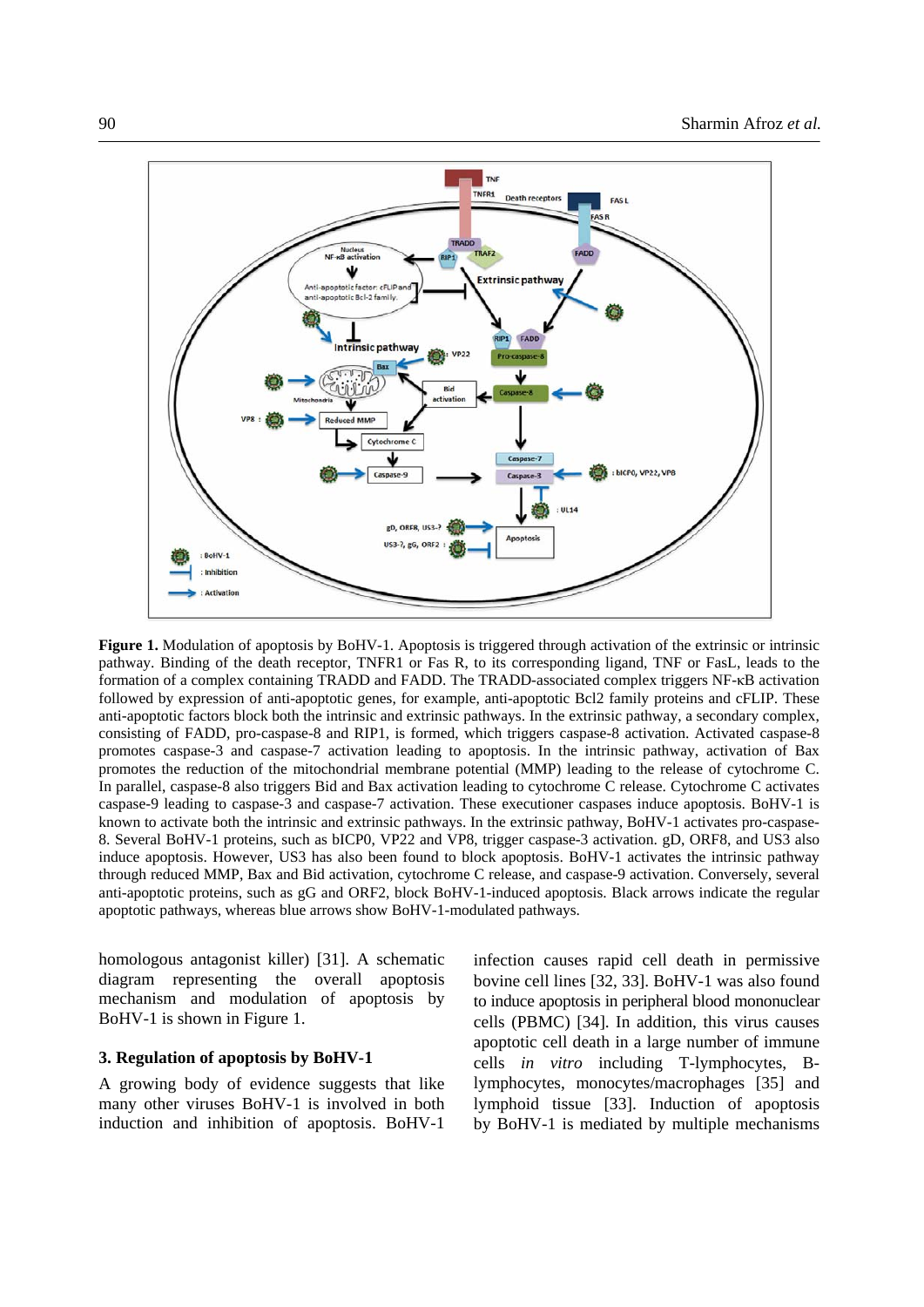**Figure 1.** Modulation of apoptosis by BoHV-1. Apoptosis is triggered through activation of the extrinsic or intrinsic pathway. Binding of the death receptor, TNFR1 or Fas R, to its corresponding ligand, TNF or FasL, leads to the formation of a complex containing TRADD and FADD. The TRADD-associated complex triggers NF-κB activation followed by expression of anti-apoptotic genes, for example, anti-apoptotic Bcl2 family proteins and cFLIP. These anti-apoptotic factors block both the intrinsic and extrinsic pathways. In the extrinsic pathway, a secondary complex, consisting of FADD, pro-caspase-8 and RIP1, is formed, which triggers caspase-8 activation. Activated caspase-8 promotes caspase-3 and caspase-7 activation leading to apoptosis. In the intrinsic pathway, activation of Bax promotes the reduction of the mitochondrial membrane potential (MMP) leading to the release of cytochrome C. In parallel, caspase-8 also triggers Bid and Bax activation leading to cytochrome C release. Cytochrome C activates caspase-9 leading to caspase-3 and caspase-7 activation. These executioner caspases induce apoptosis. BoHV-1 is known to activate both the intrinsic and extrinsic pathways. In the extrinsic pathway, BoHV-1 activates pro-caspase-8. Several BoHV-1 proteins, such as bICP0, VP22 and VP8, trigger caspase-3 activation. gD, ORF8, and US3 also induce apoptosis. However, US3 has also been found to block apoptosis. BoHV-1 activates the intrinsic pathway through reduced MMP, Bax and Bid activation, cytochrome C release, and caspase-9 activation. Conversely, several anti-apoptotic proteins, such as gG and ORF2, block BoHV-1-induced apoptosis. Black arrows indicate the regular apoptotic pathways, whereas blue arrows show BoHV-1-modulated pathways.

homologous antagonist killer) [31]. A schematic diagram representing the overall apoptosis mechanism and modulation of apoptosis by BoHV-1 is shown in Figure 1.

### 3. Regulation of apoptosis by BoHV-1

A growing body of evidence suggests that like many other viruses BoHV-1 is involved in both induction and inhibition of apoptosis. BoHV-1 infection causes rapid cell death in permissive bovine cell lines [32, 33]. BoHV-1 was also found to induce apoptosis in peripheral blood mononuclear cells (PBMC) [34]. In addition, this virus causes apoptotic cell death in a large number of immune cells *in vitro* including T-lymphocytes, B-lymphocytes, monocytes/macrophages [35] and lymphoid tissue [33]. Induction of apoptosis by BoHV-1 is mediated by multiple mechanisms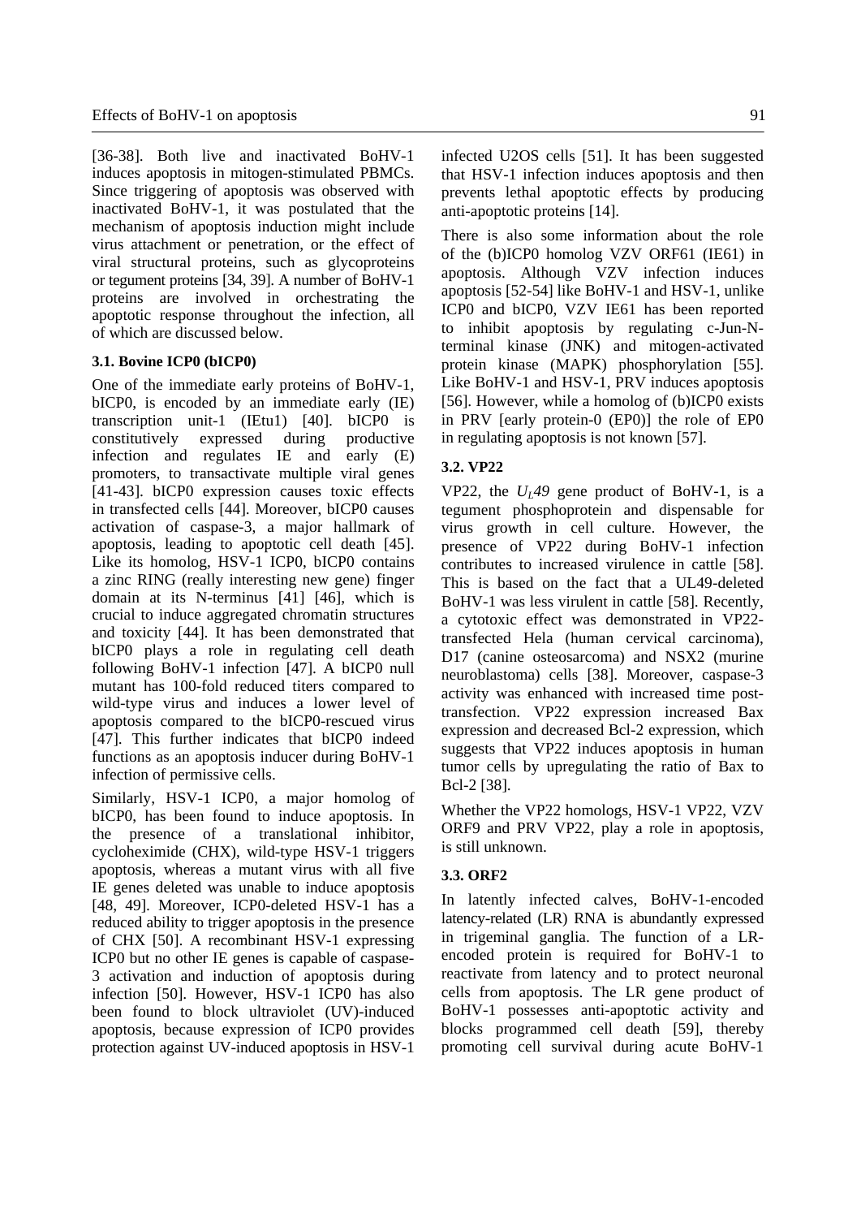[36-38]. Both live and inactivated BoHV-1 induces apoptosis in mitogen-stimulated PBMCs. Since triggering of apoptosis was observed with inactivated BoHV-1, it was postulated that the mechanism of apoptosis induction might include virus attachment or penetration, or the effect of viral structural proteins, such as glycoproteins or tegument proteins [34, 39]. A number of BoHV-1 proteins are involved in orchestrating the apoptotic response throughout the infection, all of which are discussed below.

### 3.1. Bovine ICP0 (bICP0)

One of the immediate early proteins of BoHV-1, bICP0, is encoded by an immediate early (IE) transcription unit-1 (IEtu1) [40]. bICP0 is constitutively expressed during productive infection and regulates IE and early (E) promoters, to transactivate multiple viral genes [41-43]. bICP0 expression causes toxic effects in transfected cells [44]. Moreover, bICP0 causes activation of caspase-3, a major hallmark of apoptosis, leading to apoptotic cell death [45]. Like its homolog, HSV-1 ICP0, bICP0 contains a zinc RING (really interesting new gene) finger domain at its N-terminus [41] [46], which is crucial to induce aggregated chromatin structures and toxicity [44]. It has been demonstrated that bICP0 plays a role in regulating cell death following BoHV-1 infection [47]. A bICP0 null mutant has 100-fold reduced titers compared to wild-type virus and induces a lower level of apoptosis compared to the bICP0-rescued virus [47]. This further indicates that bICP0 indeed functions as an apoptosis inducer during BoHV-1 infection of permissive cells.

Similarly, HSV-1 ICP0, a major homolog of bICP0, has been found to induce apoptosis. In the presence of a translational inhibitor, cycloheximide (CHX), wild-type HSV-1 triggers apoptosis, whereas a mutant virus with all five IE genes deleted was unable to induce apoptosis [48, 49]. Moreover, ICP0-deleted HSV-1 has a reduced ability to trigger apoptosis in the presence of CHX [50]. A recombinant HSV-1 expressing ICP0 but no other IE genes is capable of caspase-3 activation and induction of apoptosis during infection [50]. However, HSV-1 ICP0 has also been found to block ultraviolet (UV)-induced apoptosis, because expression of ICP0 provides protection against UV-induced apoptosis in HSV-1 infected U2OS cells [51]. It has been suggested that HSV-1 infection induces apoptosis and then prevents lethal apoptotic effects by producing anti-apoptotic proteins [14].

There is also some information about the role of the (b)ICP0 homolog VZV ORF61 (IE61) in apoptosis. Although VZV infection induces apoptosis [52-54] like BoHV-1 and HSV-1, unlike ICP0 and bICP0, VZV IE61 has been reported to inhibit apoptosis by regulating c-Jun-N-terminal kinase (JNK) and mitogen-activated protein kinase (MAPK) phosphorylation [55]. Like BoHV-1 and HSV-1, PRV induces apoptosis [56]. However, while a homolog of (b)ICP0 exists in PRV [early protein-0 (EP0)] the role of EP0 in regulating apoptosis is not known [57].

### 3.2. VP22

VP22, the $U_L49$ gene product of BoHV-1, is a tegument phosphoprotein and dispensable for virus growth in cell culture. However, the presence of VP22 during BoHV-1 infection contributes to increased virulence in cattle [58]. This is based on the fact that a UL49-deleted BoHV-1 was less virulent in cattle [58]. Recently, a cytotoxic effect was demonstrated in VP22-transfected Hela (human cervical carcinoma), D17 (canine osteosarcoma) and NSX2 (murine neuroblastoma) cells [38]. Moreover, caspase-3 activity was enhanced with increased time post-transfection. VP22 expression increased Bax expression and decreased Bcl-2 expression, which suggests that VP22 induces apoptosis in human tumor cells by upregulating the ratio of Bax to Bcl-2 [38].

Whether the VP22 homologs, HSV-1 VP22, VZV ORF9 and PRV VP22, play a role in apoptosis, is still unknown.

### 3.3. ORF2

In latently infected calves, BoHV-1-encoded latency-related (LR) RNA is abundantly expressed in trigeminal ganglia. The function of a LR-encoded protein is required for BoHV-1 to reactivate from latency and to protect neuronal cells from apoptosis. The LR gene product of BoHV-1 possesses anti-apoptotic activity and blocks programmed cell death [59], thereby promoting cell survival during acute BoHV-1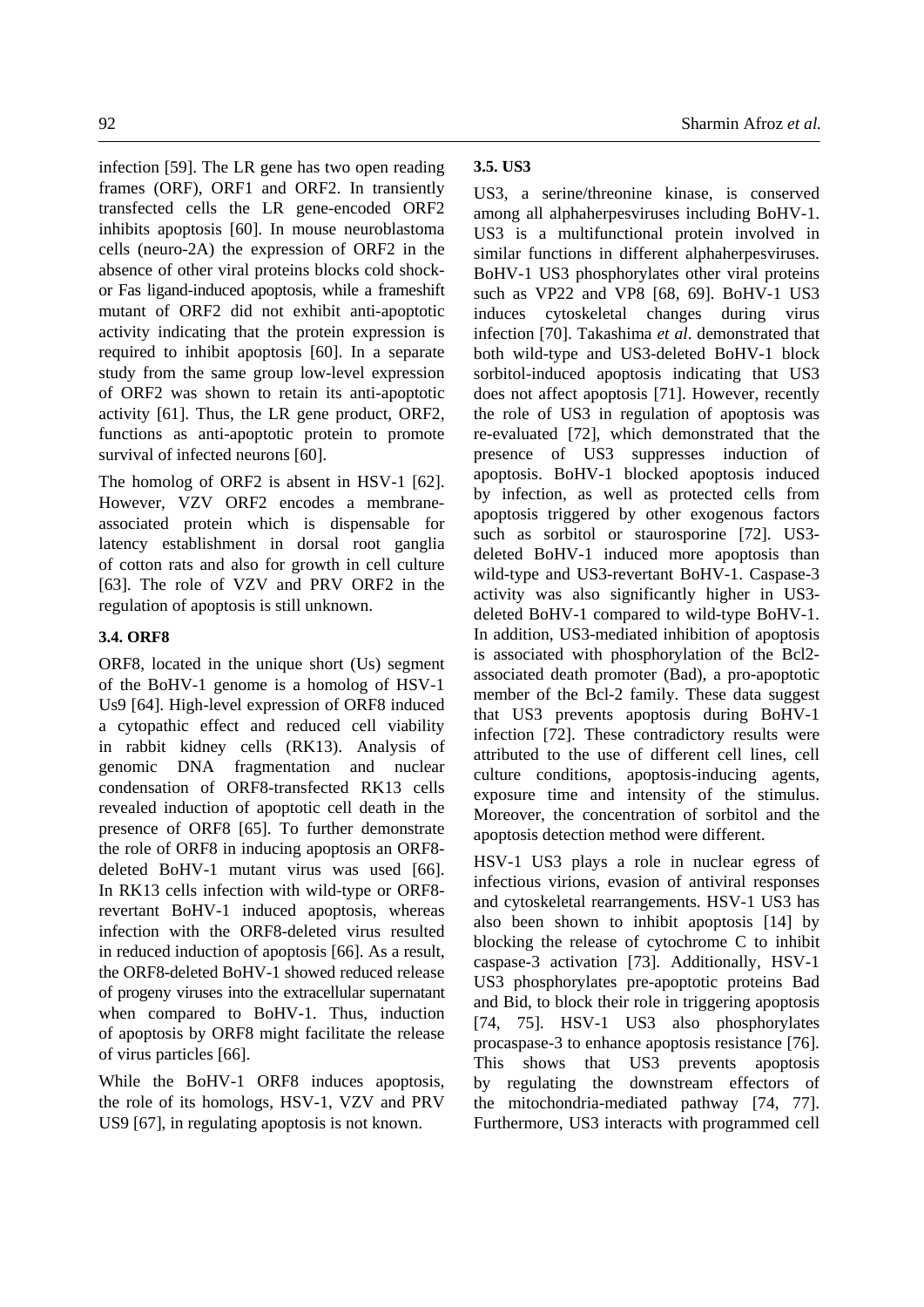infection [59]. The LR gene has two open reading frames (ORF), ORF1 and ORF2. In transiently transfected cells the LR gene-encoded ORF2 inhibits apoptosis [60]. In mouse neuroblastoma cells (neuro-2A) the expression of ORF2 in the absence of other viral proteins blocks cold shock- or Fas ligand-induced apoptosis, while a frameshift mutant of ORF2 did not exhibit anti-apoptotic activity indicating that the protein expression is required to inhibit apoptosis [60]. In a separate study from the same group low-level expression of ORF2 was shown to retain its anti-apoptotic activity [61]. Thus, the LR gene product, ORF2, functions as anti-apoptotic protein to promote survival of infected neurons [60].

The homolog of ORF2 is absent in HSV-1 [62]. However, VZV ORF2 encodes a membrane-associated protein which is dispensable for latency establishment in dorsal root ganglia of cotton rats and also for growth in cell culture [63]. The role of VZV and PRV ORF2 in the regulation of apoptosis is still unknown.

### 3.4. ORF8

ORF8, located in the unique short (Us) segment of the BoHV-1 genome is a homolog of HSV-1 Us9 [64]. High-level expression of ORF8 induced a cytopathic effect and reduced cell viability in rabbit kidney cells (RK13). Analysis of genomic DNA fragmentation and nuclear condensation of ORF8-transfected RK13 cells revealed induction of apoptotic cell death in the presence of ORF8 [65]. To further demonstrate the role of ORF8 in inducing apoptosis an ORF8-deleted BoHV-1 mutant virus was used [66]. In RK13 cells infection with wild-type or ORF8-revertant BoHV-1 induced apoptosis, whereas infection with the ORF8-deleted virus resulted in reduced induction of apoptosis [66]. As a result, the ORF8-deleted BoHV-1 showed reduced release of progeny viruses into the extracellular supernatant when compared to BoHV-1. Thus, induction of apoptosis by ORF8 might facilitate the release of virus particles [66].

While the BoHV-1 ORF8 induces apoptosis, the role of its homologs, HSV-1, VZV and PRV US9 [67], in regulating apoptosis is not known.

### 3.5. US3

US3, a serine/threonine kinase, is conserved among all alphaherpesviruses including BoHV-1. US3 is a multifunctional protein involved in similar functions in different alphaherpesviruses. BoHV-1 US3 phosphorylates other viral proteins such as VP22 and VP8 [68, 69]. BoHV-1 US3 induces cytoskeletal changes during virus infection [70]. Takashima *et al*. demonstrated that both wild-type and US3-deleted BoHV-1 block sorbitol-induced apoptosis indicating that US3 does not affect apoptosis [71]. However, recently the role of US3 in regulation of apoptosis was re-evaluated [72], which demonstrated that the presence of US3 suppresses induction of apoptosis. BoHV-1 blocked apoptosis induced by infection, as well as protected cells from apoptosis triggered by other exogenous factors such as sorbitol or staurosporine [72]. US3-deleted BoHV-1 induced more apoptosis than wild-type and US3-revertant BoHV-1. Caspase-3 activity was also significantly higher in US3-deleted BoHV-1 compared to wild-type BoHV-1. In addition, US3-mediated inhibition of apoptosis is associated with phosphorylation of the Bcl2-associated death promoter (Bad), a pro-apoptotic member of the Bcl-2 family. These data suggest that US3 prevents apoptosis during BoHV-1 infection [72]. These contradictory results were attributed to the use of different cell lines, cell culture conditions, apoptosis-inducing agents, exposure time and intensity of the stimulus. Moreover, the concentration of sorbitol and the apoptosis detection method were different.

HSV-1 US3 plays a role in nuclear egress of infectious virions, evasion of antiviral responses and cytoskeletal rearrangements. HSV-1 US3 has also been shown to inhibit apoptosis [14] by blocking the release of cytochrome C to inhibit caspase-3 activation [73]. Additionally, HSV-1 US3 phosphorylates pre-apoptotic proteins Bad and Bid, to block their role in triggering apoptosis [74, 75]. HSV-1 US3 also phosphorylates procaspase-3 to enhance apoptosis resistance [76]. This shows that US3 prevents apoptosis by regulating the downstream effectors of the mitochondria-mediated pathway [74, 77]. Furthermore, US3 interacts with programmed cell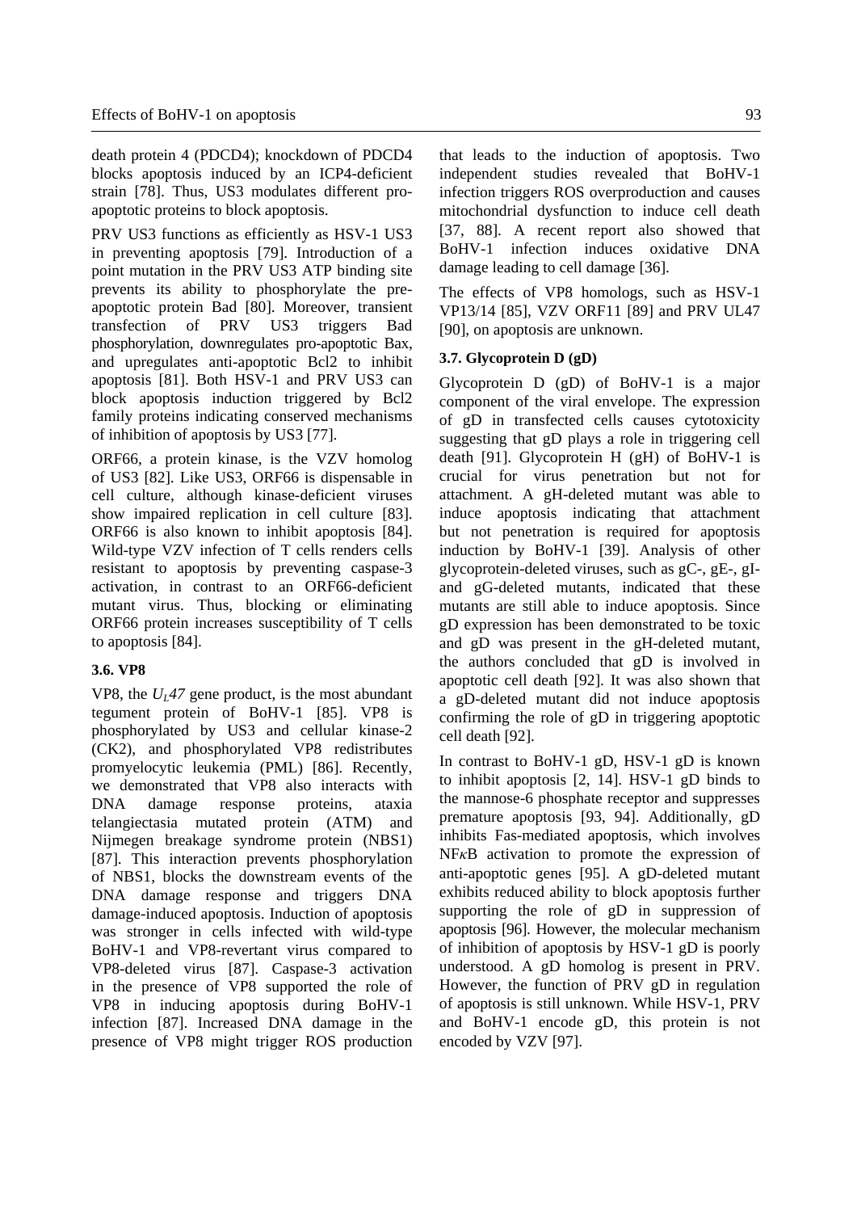death protein 4 (PDCD4); knockdown of PDCD4 blocks apoptosis induced by an ICP4-deficient strain [78]. Thus, US3 modulates different pro-apoptotic proteins to block apoptosis.

PRV US3 functions as efficiently as HSV-1 US3 in preventing apoptosis [79]. Introduction of a point mutation in the PRV US3 ATP binding site prevents its ability to phosphorylate the pre-apoptotic protein Bad [80]. Moreover, transient transfection of PRV US3 triggers Bad phosphorylation, downregulates pro-apoptotic Bax, and upregulates anti-apoptotic Bcl2 to inhibit apoptosis [81]. Both HSV-1 and PRV US3 can block apoptosis induction triggered by Bcl2 family proteins indicating conserved mechanisms of inhibition of apoptosis by US3 [77].

ORF66, a protein kinase, is the VZV homolog of US3 [82]. Like US3, ORF66 is dispensable in cell culture, although kinase-deficient viruses show impaired replication in cell culture [83]. ORF66 is also known to inhibit apoptosis [84]. Wild-type VZV infection of T cells renders cells resistant to apoptosis by preventing caspase-3 activation, in contrast to an ORF66-deficient mutant virus. Thus, blocking or eliminating ORF66 protein increases susceptibility of T cells to apoptosis [84].

### 3.6. VP8

VP8, the $U_L47$ gene product, is the most abundant tegument protein of BoHV-1 [85]. VP8 is phosphorylated by US3 and cellular kinase-2 (CK2), and phosphorylated VP8 redistributes promyelocytic leukemia (PML) [86]. Recently, we demonstrated that VP8 also interacts with DNA damage response proteins, ataxia telangiectasia mutated protein (ATM) and Nijmegen breakage syndrome protein (NBS1) [87]. This interaction prevents phosphorylation of NBS1, blocks the downstream events of the DNA damage response and triggers DNA damage-induced apoptosis. Induction of apoptosis was stronger in cells infected with wild-type BoHV-1 and VP8-revertant virus compared to VP8-deleted virus [87]. Caspase-3 activation in the presence of VP8 supported the role of VP8 in inducing apoptosis during BoHV-1 infection [87]. Increased DNA damage in the presence of VP8 might trigger ROS production that leads to the induction of apoptosis. Two independent studies revealed that BoHV-1 infection triggers ROS overproduction and causes mitochondrial dysfunction to induce cell death [37, 88]. A recent report also showed that BoHV-1 infection induces oxidative DNA damage leading to cell damage [36].

The effects of VP8 homologs, such as HSV-1 VP13/14 [85], VZV ORF11 [89] and PRV UL47 [90], on apoptosis are unknown.

### 3.7. Glycoprotein D (gD)

Glycoprotein D (gD) of BoHV-1 is a major component of the viral envelope. The expression of gD in transfected cells causes cytotoxicity suggesting that gD plays a role in triggering cell death [91]. Glycoprotein H (gH) of BoHV-1 is crucial for virus penetration but not for attachment. A gH-deleted mutant was able to induce apoptosis indicating that attachment but not penetration is required for apoptosis induction by BoHV-1 [39]. Analysis of other glycoprotein-deleted viruses, such as gC-, gE-, gI- and gG-deleted mutants, indicated that these mutants are still able to induce apoptosis. Since gD expression has been demonstrated to be toxic and gD was present in the gH-deleted mutant, the authors concluded that gD is involved in apoptotic cell death [92]. It was also shown that a gD-deleted mutant did not induce apoptosis confirming the role of gD in triggering apoptotic cell death [92].

In contrast to BoHV-1 gD, HSV-1 gD is known to inhibit apoptosis [2, 14]. HSV-1 gD binds to the mannose-6 phosphate receptor and suppresses premature apoptosis [93, 94]. Additionally, gD inhibits Fas-mediated apoptosis, which involves NF$\kappa$B activation to promote the expression of anti-apoptotic genes [95]. A gD-deleted mutant exhibits reduced ability to block apoptosis further supporting the role of gD in suppression of apoptosis [96]. However, the molecular mechanism of inhibition of apoptosis by HSV-1 gD is poorly understood. A gD homolog is present in PRV. However, the function of PRV gD in regulation of apoptosis is still unknown. While HSV-1, PRV and BoHV-1 encode gD, this protein is not encoded by VZV [97].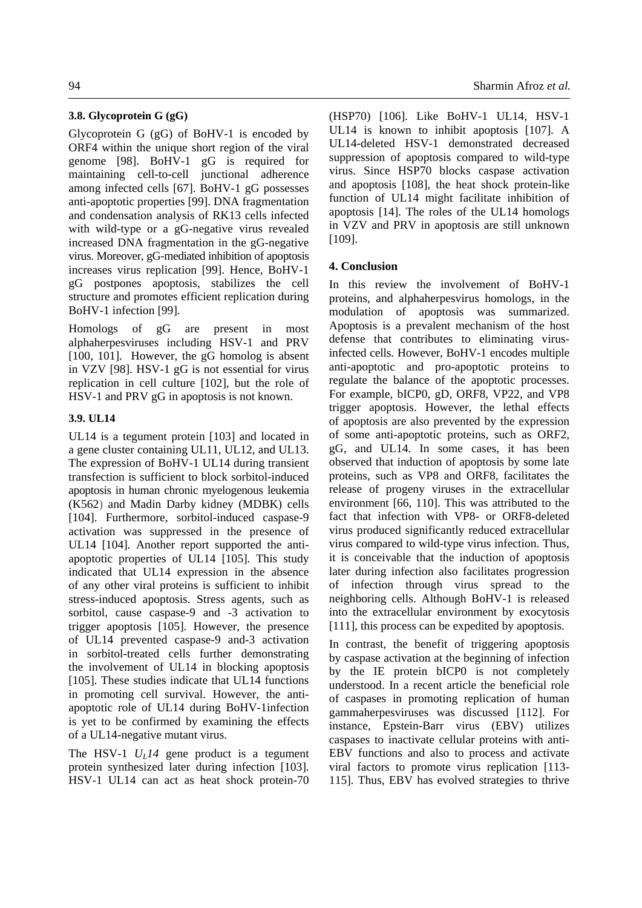### 3.8. Glycoprotein G (gG)

Glycoprotein G (gG) of BoHV-1 is encoded by ORF4 within the unique short region of the viral genome [98]. BoHV-1 gG is required for maintaining cell-to-cell junctional adherence among infected cells [67]. BoHV-1 gG possesses anti-apoptotic properties [99]. DNA fragmentation and condensation analysis of RK13 cells infected with wild-type or a gG-negative virus revealed increased DNA fragmentation in the gG-negative virus. Moreover, gG-mediated inhibition of apoptosis increases virus replication [99]. Hence, BoHV-1 gG postpones apoptosis, stabilizes the cell structure and promotes efficient replication during BoHV-1 infection [99].

Homologs of gG are present in most alphaherpesviruses including HSV-1 and PRV [100, 101]. However, the gG homolog is absent in VZV [98]. HSV-1 gG is not essential for virus replication in cell culture [102], but the role of HSV-1 and PRV gG in apoptosis is not known.

### 3.9. UL14

UL14 is a tegument protein [103] and located in a gene cluster containing UL11, UL12, and UL13. The expression of BoHV-1 UL14 during transient transfection is sufficient to block sorbitol-induced apoptosis in human chronic myelogenous leukemia (K562) and Madin Darby kidney (MDBK) cells [104]. Furthermore, sorbitol-induced caspase-9 activation was suppressed in the presence of UL14 [104]. Another report supported the anti-apoptotic properties of UL14 [105]. This study indicated that UL14 expression in the absence of any other viral proteins is sufficient to inhibit stress-induced apoptosis. Stress agents, such as sorbitol, cause caspase-9 and -3 activation to trigger apoptosis [105]. However, the presence of UL14 prevented caspase-9 and-3 activation in sorbitol-treated cells further demonstrating the involvement of UL14 in blocking apoptosis [105]. These studies indicate that UL14 functions in promoting cell survival. However, the anti-apoptotic role of UL14 during BoHV-1infection is yet to be confirmed by examining the effects of a UL14-negative mutant virus.

The HSV-1 *$U_L14$* gene product is a tegument protein synthesized later during infection [103]. HSV-1 UL14 can act as heat shock protein-70 (HSP70) [106]. Like BoHV-1 UL14, HSV-1 UL14 is known to inhibit apoptosis [107]. A UL14-deleted HSV-1 demonstrated decreased suppression of apoptosis compared to wild-type virus. Since HSP70 blocks caspase activation and apoptosis [108], the heat shock protein-like function of UL14 might facilitate inhibition of apoptosis [14]. The roles of the UL14 homologs in VZV and PRV in apoptosis are still unknown [109].

## 4. Conclusion

In this review the involvement of BoHV-1 proteins, and alphaherpesvirus homologs, in the modulation of apoptosis was summarized. Apoptosis is a prevalent mechanism of the host defense that contributes to eliminating virus-infected cells. However, BoHV-1 encodes multiple anti-apoptotic and pro-apoptotic proteins to regulate the balance of the apoptotic processes. For example, bICP0, gD, ORF8, VP22, and VP8 trigger apoptosis. However, the lethal effects of apoptosis are also prevented by the expression of some anti-apoptotic proteins, such as ORF2, gG, and UL14. In some cases, it has been observed that induction of apoptosis by some late proteins, such as VP8 and ORF8, facilitates the release of progeny viruses in the extracellular environment [66, 110]. This was attributed to the fact that infection with VP8- or ORF8-deleted virus produced significantly reduced extracellular virus compared to wild-type virus infection. Thus, it is conceivable that the induction of apoptosis later during infection also facilitates progression of infection through virus spread to the neighboring cells. Although BoHV-1 is released into the extracellular environment by exocytosis [111], this process can be expedited by apoptosis.

In contrast, the benefit of triggering apoptosis by caspase activation at the beginning of infection by the IE protein bICP0 is not completely understood. In a recent article the beneficial role of caspases in promoting replication of human gammaherpesviruses was discussed [112]. For instance, Epstein-Barr virus (EBV) utilizes caspases to inactivate cellular proteins with anti-EBV functions and also to process and activate viral factors to promote virus replication [113-115]. Thus, EBV has evolved strategies to thrive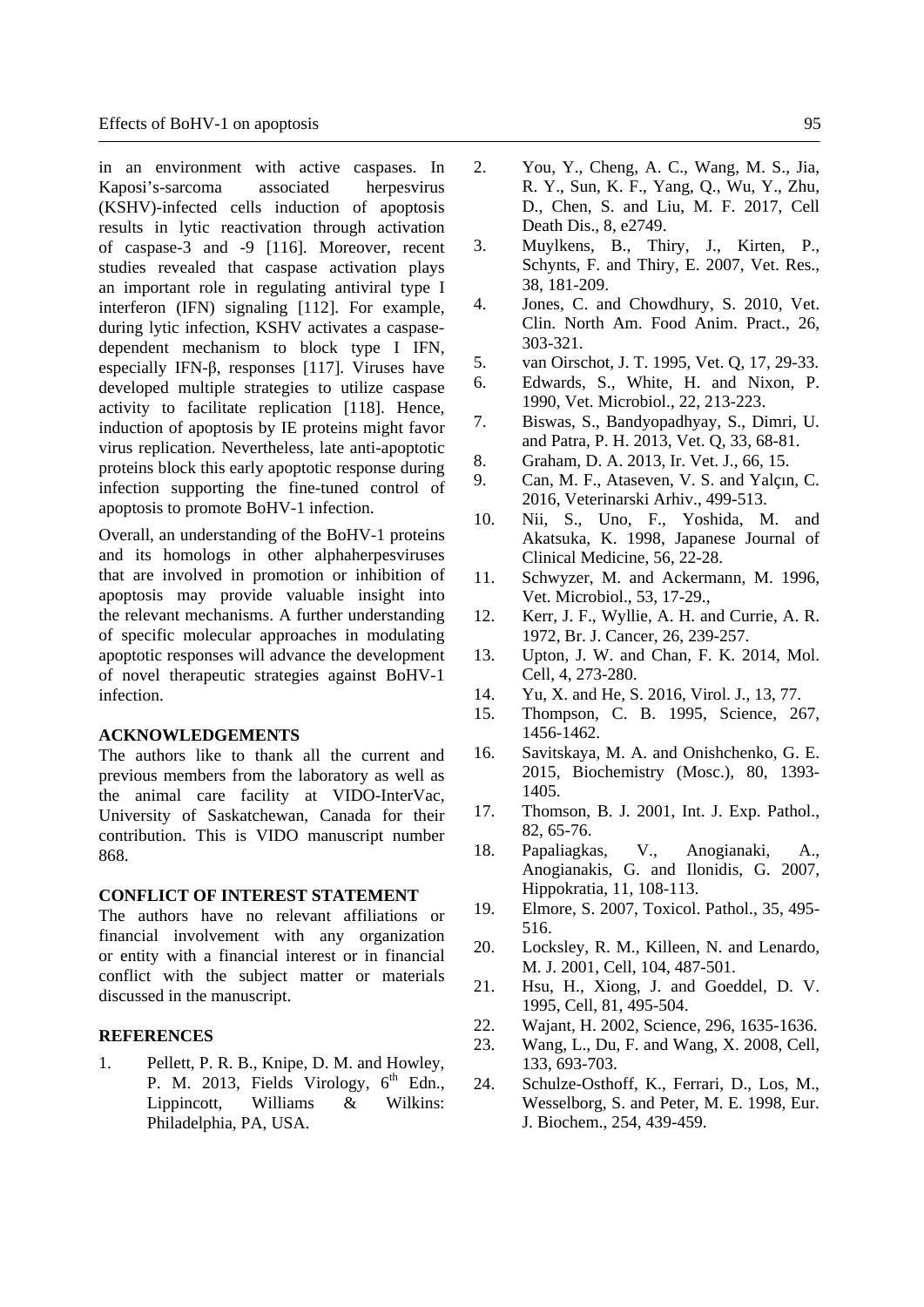in an environment with active caspases. In Kaposi's-sarcoma associated herpesvirus (KSHV)-infected cells induction of apoptosis results in lytic reactivation through activation of caspase-3 and -9 [116]. Moreover, recent studies revealed that caspase activation plays an important role in regulating antiviral type I interferon (IFN) signaling [112]. For example, during lytic infection, KSHV activates a caspase-dependent mechanism to block type I IFN, especially IFN-β, responses [117]. Viruses have developed multiple strategies to utilize caspase activity to facilitate replication [118]. Hence, induction of apoptosis by IE proteins might favor virus replication. Nevertheless, late anti-apoptotic proteins block this early apoptotic response during infection supporting the fine-tuned control of apoptosis to promote BoHV-1 infection.

Overall, an understanding of the BoHV-1 proteins and its homologs in other alphaherpesviruses that are involved in promotion or inhibition of apoptosis may provide valuable insight into the relevant mechanisms. A further understanding of specific molecular approaches in modulating apoptotic responses will advance the development of novel therapeutic strategies against BoHV-1 infection.

## ACKNOWLEDGEMENTS

The authors like to thank all the current and previous members from the laboratory as well as the animal care facility at VIDO-InterVac, University of Saskatchewan, Canada for their contribution. This is VIDO manuscript number 868.

## CONFLICT OF INTEREST STATEMENT

The authors have no relevant affiliations or financial involvement with any organization or entity with a financial interest or in financial conflict with the subject matter or materials discussed in the manuscript.

## REFERENCES

1. Pellett, P. R. B., Knipe, D. M. and Howley, P. M. 2013, Fields Virology, 6th Edn., Lippincott, Williams & Wilkins: Philadelphia, PA, USA.
2. You, Y., Cheng, A. C., Wang, M. S., Jia, R. Y., Sun, K. F., Yang, Q., Wu, Y., Zhu, D., Chen, S. and Liu, M. F. 2017, Cell Death Dis., 8, e2749.
3. Muylkens, B., Thiry, J., Kirten, P., Schynts, F. and Thiry, E. 2007, Vet. Res., 38, 181-209.
4. Jones, C. and Chowdhury, S. 2010, Vet. Clin. North Am. Food Anim. Pract., 26, 303-321.
5. van Oirschot, J. T. 1995, Vet. Q, 17, 29-33.
6. Edwards, S., White, H. and Nixon, P. 1990, Vet. Microbiol., 22, 213-223.
7. Biswas, S., Bandyopadhyay, S., Dimri, U. and Patra, P. H. 2013, Vet. Q, 33, 68-81.
8. Graham, D. A. 2013, Ir. Vet. J., 66, 15.
9. Can, M. F., Ataseven, V. S. and Yalçın, C. 2016, Veterinarski Arhiv., 499-513.
10. Nii, S., Uno, F., Yoshida, M. and Akatsuka, K. 1998, Japanese Journal of Clinical Medicine, 56, 22-28.
11. Schwyzer, M. and Ackermann, M. 1996, Vet. Microbiol., 53, 17-29.,
12. Kerr, J. F., Wyllie, A. H. and Currie, A. R. 1972, Br. J. Cancer, 26, 239-257.
13. Upton, J. W. and Chan, F. K. 2014, Mol. Cell, 4, 273-280.
14. Yu, X. and He, S. 2016, Virol. J., 13, 77.
15. Thompson, C. B. 1995, Science, 267, 1456-1462.
16. Savitskaya, M. A. and Onishchenko, G. E. 2015, Biochemistry (Mosc.), 80, 1393-1405.
17. Thomson, B. J. 2001, Int. J. Exp. Pathol., 82, 65-76.
18. Papaliagkas, V., Anogianaki, A., Anogianakis, G. and Ilonidis, G. 2007, Hippokratia, 11, 108-113.
19. Elmore, S. 2007, Toxicol. Pathol., 35, 495-516.
20. Locksley, R. M., Killeen, N. and Lenardo, M. J. 2001, Cell, 104, 487-501.
21. Hsu, H., Xiong, J. and Goeddel, D. V. 1995, Cell, 81, 495-504.
22. Wajant, H. 2002, Science, 296, 1635-1636.
23. Wang, L., Du, F. and Wang, X. 2008, Cell, 133, 693-703.
24. Schulze-Osthoff, K., Ferrari, D., Los, M., Wesselborg, S. and Peter, M. E. 1998, Eur. J. Biochem., 254, 439-459.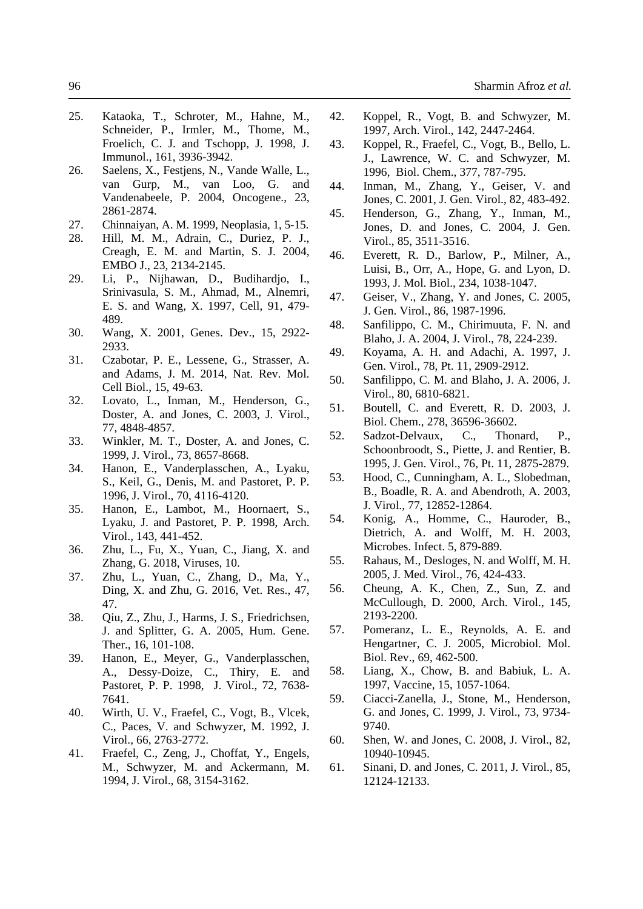25. Kataoka, T., Schroter, M., Hahne, M., Schneider, P., Irmler, M., Thome, M., Froelich, C. J. and Tschopp, J. 1998, J. Immunol., 161, 3936-3942.
26. Saelens, X., Festjens, N., Vande Walle, L., van Gurp, M., van Loo, G. and Vandenabeele, P. 2004, Oncogene., 23, 2861-2874.
27. Chinnaiyan, A. M. 1999, Neoplasia, 1, 5-15.
28. Hill, M. M., Adrain, C., Duriez, P. J., Creagh, E. M. and Martin, S. J. 2004, EMBO J., 23, 2134-2145.
29. Li, P., Nijhawan, D., Budihardjo, I., Srinivasula, S. M., Ahmad, M., Alnemri, E. S. and Wang, X. 1997, Cell, 91, 479-489.
30. Wang, X. 2001, Genes. Dev., 15, 2922-2933.
31. Czabotar, P. E., Lessene, G., Strasser, A. and Adams, J. M. 2014, Nat. Rev. Mol. Cell Biol., 15, 49-63.
32. Lovato, L., Inman, M., Henderson, G., Doster, A. and Jones, C. 2003, J. Virol., 77, 4848-4857.
33. Winkler, M. T., Doster, A. and Jones, C. 1999, J. Virol., 73, 8657-8668.
34. Hanon, E., Vanderplasschen, A., Lyaku, S., Keil, G., Denis, M. and Pastoret, P. P. 1996, J. Virol., 70, 4116-4120.
35. Hanon, E., Lambot, M., Hoornaert, S., Lyaku, J. and Pastoret, P. P. 1998, Arch. Virol., 143, 441-452.
36. Zhu, L., Fu, X., Yuan, C., Jiang, X. and Zhang, G. 2018, Viruses, 10.
37. Zhu, L., Yuan, C., Zhang, D., Ma, Y., Ding, X. and Zhu, G. 2016, Vet. Res., 47, 47.
38. Qiu, Z., Zhu, J., Harms, J. S., Friedrichsen, J. and Splitter, G. A. 2005, Hum. Gene. Ther., 16, 101-108.
39. Hanon, E., Meyer, G., Vanderplasschen, A., Dessy-Doize, C., Thiry, E. and Pastoret, P. P. 1998, J. Virol., 72, 7638-7641.
40. Wirth, U. V., Fraefel, C., Vogt, B., Vlcek, C., Paces, V. and Schwyzer, M. 1992, J. Virol., 66, 2763-2772.
41. Fraefel, C., Zeng, J., Choffat, Y., Engels, M., Schwyzer, M. and Ackermann, M. 1994, J. Virol., 68, 3154-3162.
42. Koppel, R., Vogt, B. and Schwyzer, M. 1997, Arch. Virol., 142, 2447-2464.
43. Koppel, R., Fraefel, C., Vogt, B., Bello, L. J., Lawrence, W. C. and Schwyzer, M. 1996, Biol. Chem., 377, 787-795.
44. Inman, M., Zhang, Y., Geiser, V. and Jones, C. 2001, J. Gen. Virol., 82, 483-492.
45. Henderson, G., Zhang, Y., Inman, M., Jones, D. and Jones, C. 2004, J. Gen. Virol., 85, 3511-3516.
46. Everett, R. D., Barlow, P., Milner, A., Luisi, B., Orr, A., Hope, G. and Lyon, D. 1993, J. Mol. Biol., 234, 1038-1047.
47. Geiser, V., Zhang, Y. and Jones, C. 2005, J. Gen. Virol., 86, 1987-1996.
48. Sanfilippo, C. M., Chirimuuta, F. N. and Blaho, J. A. 2004, J. Virol., 78, 224-239.
49. Koyama, A. H. and Adachi, A. 1997, J. Gen. Virol., 78, Pt. 11, 2909-2912.
50. Sanfilippo, C. M. and Blaho, J. A. 2006, J. Virol., 80, 6810-6821.
51. Boutell, C. and Everett, R. D. 2003, J. Biol. Chem., 278, 36596-36602.
52. Sadzot-Delvaux, C., Thonard, P., Schoonbroodt, S., Piette, J. and Rentier, B. 1995, J. Gen. Virol., 76, Pt. 11, 2875-2879.
53. Hood, C., Cunningham, A. L., Slobedman, B., Boadle, R. A. and Abendroth, A. 2003, J. Virol., 77, 12852-12864.
54. Konig, A., Homme, C., Hauroder, B., Dietrich, A. and Wolff, M. H. 2003, Microbes. Infect. 5, 879-889.
55. Rahaus, M., Desloges, N. and Wolff, M. H. 2005, J. Med. Virol., 76, 424-433.
56. Cheung, A. K., Chen, Z., Sun, Z. and McCullough, D. 2000, Arch. Virol., 145, 2193-2200.
57. Pomeranz, L. E., Reynolds, A. E. and Hengartner, C. J. 2005, Microbiol. Mol. Biol. Rev., 69, 462-500.
58. Liang, X., Chow, B. and Babiuk, L. A. 1997, Vaccine, 15, 1057-1064.
59. Ciacci-Zanella, J., Stone, M., Henderson, G. and Jones, C. 1999, J. Virol., 73, 9734-9740.
60. Shen, W. and Jones, C. 2008, J. Virol., 82, 10940-10945.
61. Sinani, D. and Jones, C. 2011, J. Virol., 85, 12124-12133.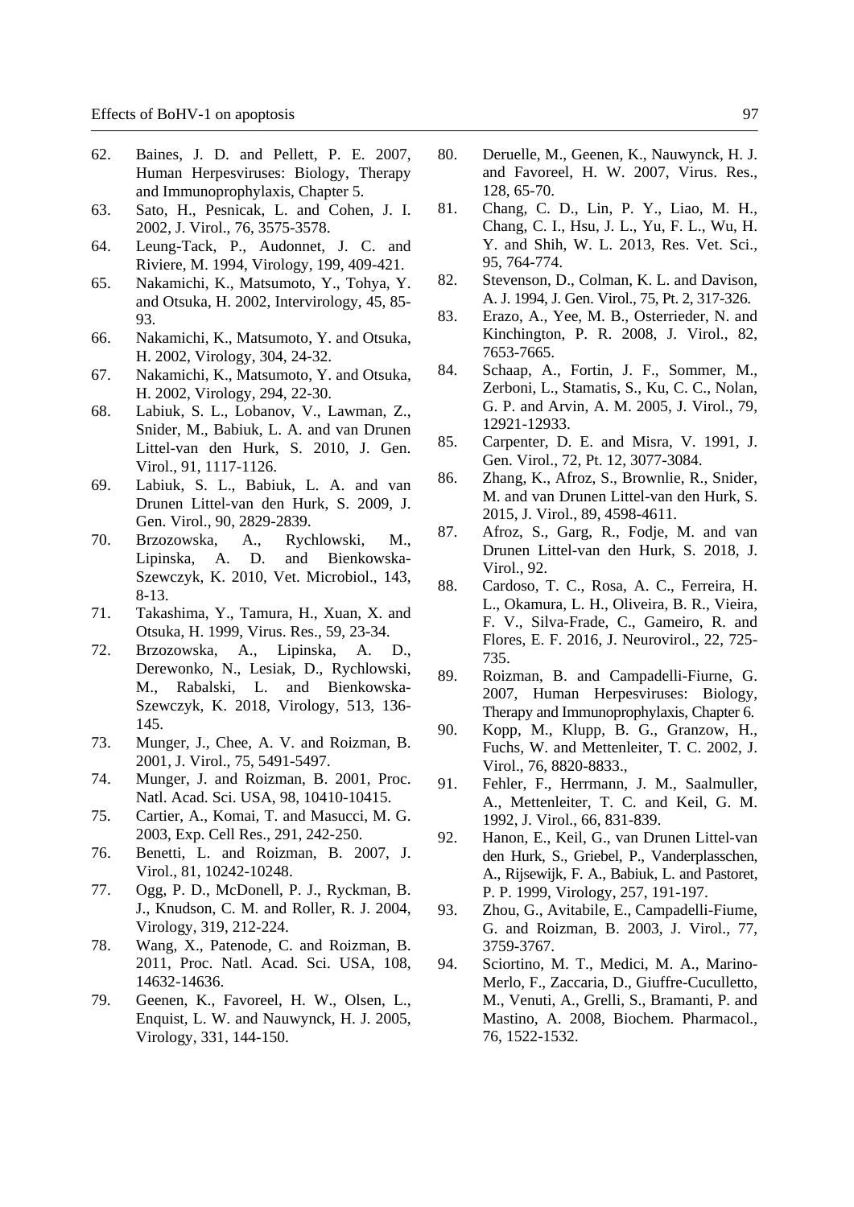62. Baines, J. D. and Pellett, P. E. 2007, Human Herpesviruses: Biology, Therapy and Immunoprophylaxis, Chapter 5.
63. Sato, H., Pesnicak, L. and Cohen, J. I. 2002, J. Virol., 76, 3575-3578.
64. Leung-Tack, P., Audonnet, J. C. and Riviere, M. 1994, Virology, 199, 409-421.
65. Nakamichi, K., Matsumoto, Y., Tohya, Y. and Otsuka, H. 2002, Intervirology, 45, 85-93.
66. Nakamichi, K., Matsumoto, Y. and Otsuka, H. 2002, Virology, 304, 24-32.
67. Nakamichi, K., Matsumoto, Y. and Otsuka, H. 2002, Virology, 294, 22-30.
68. Labiuk, S. L., Lobanov, V., Lawman, Z., Snider, M., Babiuk, L. A. and van Drunen Littel-van den Hurk, S. 2010, J. Gen. Virol., 91, 1117-1126.
69. Labiuk, S. L., Babiuk, L. A. and van Drunen Littel-van den Hurk, S. 2009, J. Gen. Virol., 90, 2829-2839.
70. Brzozowska, A., Rychlowski, M., Lipinska, A. D. and Bienkowska-Szewczyk, K. 2010, Vet. Microbiol., 143, 8-13.
71. Takashima, Y., Tamura, H., Xuan, X. and Otsuka, H. 1999, Virus. Res., 59, 23-34.
72. Brzozowska, A., Lipinska, A. D., Derewonko, N., Lesiak, D., Rychlowski, M., Rabalski, L. and Bienkowska-Szewczyk, K. 2018, Virology, 513, 136-145.
73. Munger, J., Chee, A. V. and Roizman, B. 2001, J. Virol., 75, 5491-5497.
74. Munger, J. and Roizman, B. 2001, Proc. Natl. Acad. Sci. USA, 98, 10410-10415.
75. Cartier, A., Komai, T. and Masucci, M. G. 2003, Exp. Cell Res., 291, 242-250.
76. Benetti, L. and Roizman, B. 2007, J. Virol., 81, 10242-10248.
77. Ogg, P. D., McDonell, P. J., Ryckman, B. J., Knudson, C. M. and Roller, R. J. 2004, Virology, 319, 212-224.
78. Wang, X., Patenode, C. and Roizman, B. 2011, Proc. Natl. Acad. Sci. USA, 108, 14632-14636.
79. Geenen, K., Favoreel, H. W., Olsen, L., Enquist, L. W. and Nauwynck, H. J. 2005, Virology, 331, 144-150.
80. Deruelle, M., Geenen, K., Nauwynck, H. J. and Favoreel, H. W. 2007, Virus. Res., 128, 65-70.
81. Chang, C. D., Lin, P. Y., Liao, M. H., Chang, C. I., Hsu, J. L., Yu, F. L., Wu, H. Y. and Shih, W. L. 2013, Res. Vet. Sci., 95, 764-774.
82. Stevenson, D., Colman, K. L. and Davison, A. J. 1994, J. Gen. Virol., 75, Pt. 2, 317-326.
83. Erazo, A., Yee, M. B., Osterrieder, N. and Kinchington, P. R. 2008, J. Virol., 82, 7653-7665.
84. Schaap, A., Fortin, J. F., Sommer, M., Zerboni, L., Stamatis, S., Ku, C. C., Nolan, G. P. and Arvin, A. M. 2005, J. Virol., 79, 12921-12933.
85. Carpenter, D. E. and Misra, V. 1991, J. Gen. Virol., 72, Pt. 12, 3077-3084.
86. Zhang, K., Afroz, S., Brownlie, R., Snider, M. and van Drunen Littel-van den Hurk, S. 2015, J. Virol., 89, 4598-4611.
87. Afroz, S., Garg, R., Fodje, M. and van Drunen Littel-van den Hurk, S. 2018, J. Virol., 92.
88. Cardoso, T. C., Rosa, A. C., Ferreira, H. L., Okamura, L. H., Oliveira, B. R., Vieira, F. V., Silva-Frade, C., Gameiro, R. and Flores, E. F. 2016, J. Neurovirol., 22, 725-735.
89. Roizman, B. and Campadelli-Fiurne, G. 2007, Human Herpesviruses: Biology, Therapy and Immunoprophylaxis, Chapter 6.
90. Kopp, M., Klupp, B. G., Granzow, H., Fuchs, W. and Mettenleiter, T. C. 2002, J. Virol., 76, 8820-8833.,
91. Fehler, F., Herrmann, J. M., Saalmuller, A., Mettenleiter, T. C. and Keil, G. M. 1992, J. Virol., 66, 831-839.
92. Hanon, E., Keil, G., van Drunen Littel-van den Hurk, S., Griebel, P., Vanderplasschen, A., Rijsewijk, F. A., Babiuk, L. and Pastoret, P. P. 1999, Virology, 257, 191-197.
93. Zhou, G., Avitabile, E., Campadelli-Fiume, G. and Roizman, B. 2003, J. Virol., 77, 3759-3767.
94. Sciortino, M. T., Medici, M. A., Marino-Merlo, F., Zaccaria, D., Giuffre-Cuculletto, M., Venuti, A., Grelli, S., Bramanti, P. and Mastino, A. 2008, Biochem. Pharmacol., 76, 1522-1532.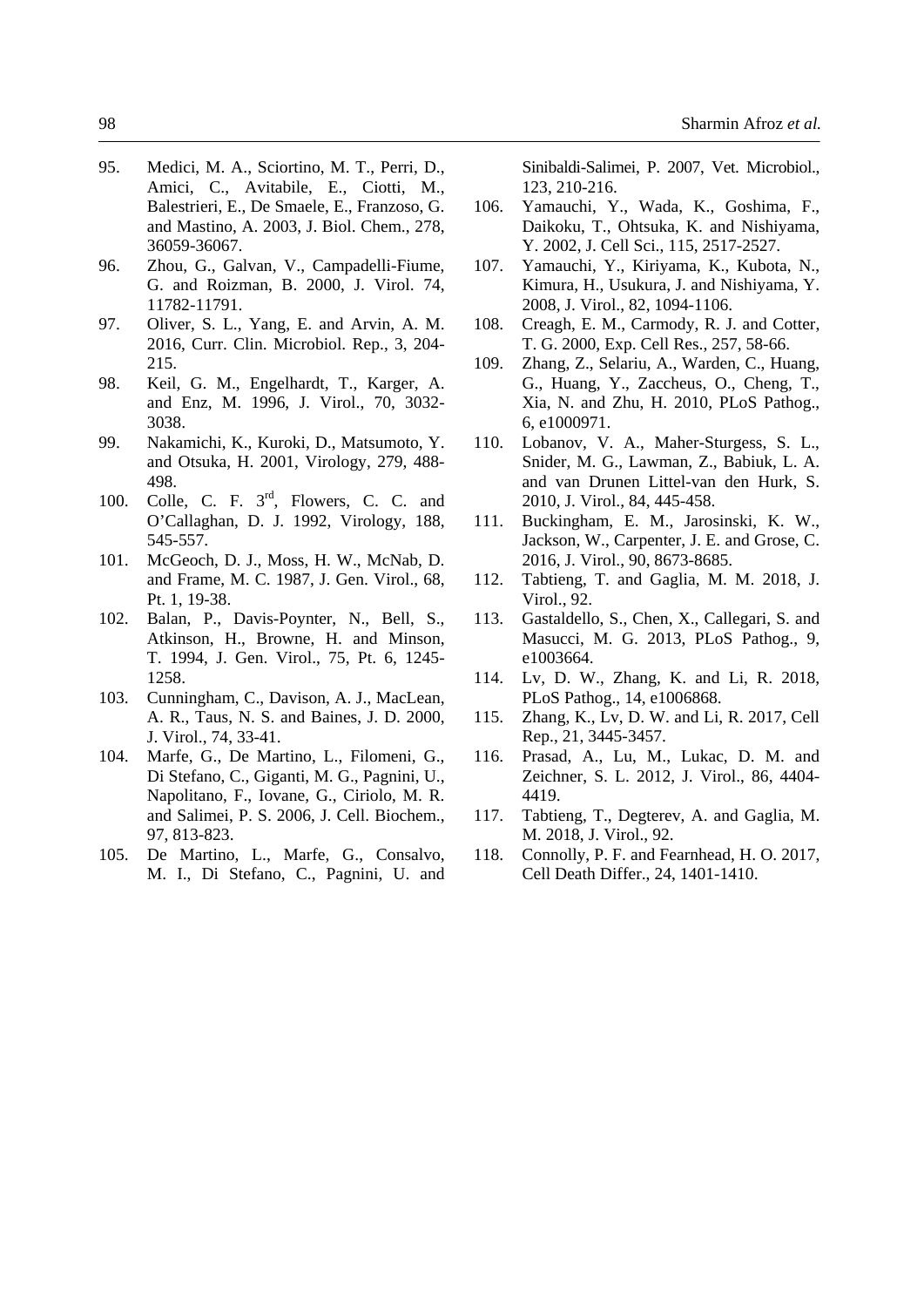95. Medici, M. A., Sciortino, M. T., Perri, D., Amici, C., Avitabile, E., Ciotti, M., Balestrieri, E., De Smaele, E., Franzoso, G. and Mastino, A. 2003, J. Biol. Chem., 278, 36059-36067.
96. Zhou, G., Galvan, V., Campadelli-Fiume, G. and Roizman, B. 2000, J. Virol. 74, 11782-11791.
97. Oliver, S. L., Yang, E. and Arvin, A. M. 2016, Curr. Clin. Microbiol. Rep., 3, 204-215.
98. Keil, G. M., Engelhardt, T., Karger, A. and Enz, M. 1996, J. Virol., 70, 3032-3038.
99. Nakamichi, K., Kuroki, D., Matsumoto, Y. and Otsuka, H. 2001, Virology, 279, 488-498.
100. Colle, C. F. 3rd, Flowers, C. C. and O'Callaghan, D. J. 1992, Virology, 188, 545-557.
101. McGeoch, D. J., Moss, H. W., McNab, D. and Frame, M. C. 1987, J. Gen. Virol., 68, Pt. 1, 19-38.
102. Balan, P., Davis-Poynter, N., Bell, S., Atkinson, H., Browne, H. and Minson, T. 1994, J. Gen. Virol., 75, Pt. 6, 1245-1258.
103. Cunningham, C., Davison, A. J., MacLean, A. R., Taus, N. S. and Baines, J. D. 2000, J. Virol., 74, 33-41.
104. Marfe, G., De Martino, L., Filomeni, G., Di Stefano, C., Giganti, M. G., Pagnini, U., Napolitano, F., Iovane, G., Ciriolo, M. R. and Salimei, P. S. 2006, J. Cell. Biochem., 97, 813-823.
105. De Martino, L., Marfe, G., Consalvo, M. I., Di Stefano, C., Pagnini, U. and Sinibaldi-Salimei, P. 2007, Vet. Microbiol., 123, 210-216.
106. Yamauchi, Y., Wada, K., Goshima, F., Daikoku, T., Ohtsuka, K. and Nishiyama, Y. 2002, J. Cell Sci., 115, 2517-2527.
107. Yamauchi, Y., Kiriyama, K., Kubota, N., Kimura, H., Usukura, J. and Nishiyama, Y. 2008, J. Virol., 82, 1094-1106.
108. Creagh, E. M., Carmody, R. J. and Cotter, T. G. 2000, Exp. Cell Res., 257, 58-66.
109. Zhang, Z., Selariu, A., Warden, C., Huang, G., Huang, Y., Zaccheus, O., Cheng, T., Xia, N. and Zhu, H. 2010, PLoS Pathog., 6, e1000971.
110. Lobanov, V. A., Maher-Sturgess, S. L., Snider, M. G., Lawman, Z., Babiuk, L. A. and van Drunen Littel-van den Hurk, S. 2010, J. Virol., 84, 445-458.
111. Buckingham, E. M., Jarosinski, K. W., Jackson, W., Carpenter, J. E. and Grose, C. 2016, J. Virol., 90, 8673-8685.
112. Tabtieng, T. and Gaglia, M. M. 2018, J. Virol., 92.
113. Gastaldello, S., Chen, X., Callegari, S. and Masucci, M. G. 2013, PLoS Pathog., 9, e1003664.
114. Lv, D. W., Zhang, K. and Li, R. 2018, PLoS Pathog., 14, e1006868.
115. Zhang, K., Lv, D. W. and Li, R. 2017, Cell Rep., 21, 3445-3457.
116. Prasad, A., Lu, M., Lukac, D. M. and Zeichner, S. L. 2012, J. Virol., 86, 4404-4419.
117. Tabtieng, T., Degterev, A. and Gaglia, M. M. 2018, J. Virol., 92.
118. Connolly, P. F. and Fearnhead, H. O. 2017, Cell Death Differ., 24, 1401-1410.